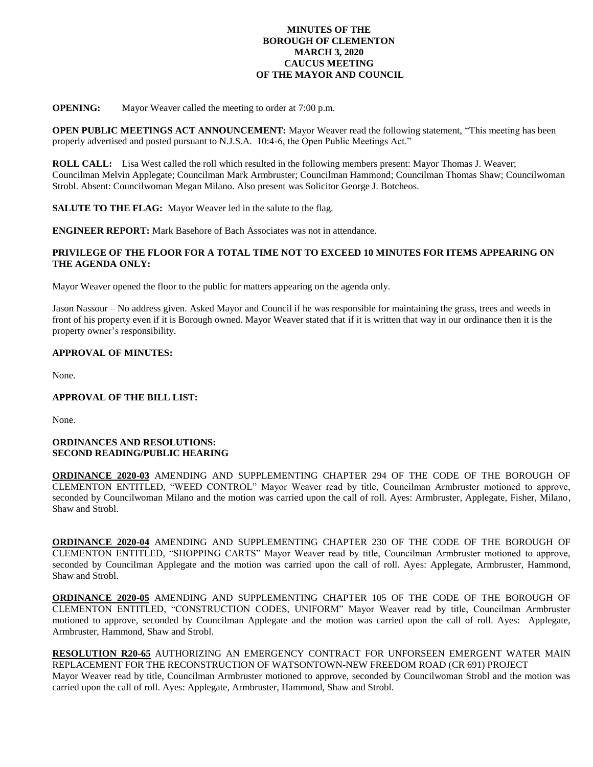**MINUTES OF THE**
**BOROUGH OF CLEMENTON**
**MARCH 3, 2020**
**CAUCUS MEETING**
**OF THE MAYOR AND COUNCIL**

**OPENING:** Mayor Weaver called the meeting to order at 7:00 p.m.

**OPEN PUBLIC MEETINGS ACT ANNOUNCEMENT:** Mayor Weaver read the following statement, "This meeting has been properly advertised and posted pursuant to N.J.S.A. 10:4-6, the Open Public Meetings Act."

**ROLL CALL:** Lisa West called the roll which resulted in the following members present: Mayor Thomas J. Weaver; Councilman Melvin Applegate; Councilman Mark Armbruster; Councilman Hammond; Councilman Thomas Shaw; Councilwoman Strobl. Absent: Councilwoman Megan Milano. Also present was Solicitor George J. Botcheos.

**SALUTE TO THE FLAG:** Mayor Weaver led in the salute to the flag.

**ENGINEER REPORT:** Mark Basehore of Bach Associates was not in attendance.

**PRIVILEGE OF THE FLOOR FOR A TOTAL TIME NOT TO EXCEED 10 MINUTES FOR ITEMS APPEARING ON THE AGENDA ONLY:**

Mayor Weaver opened the floor to the public for matters appearing on the agenda only.

Jason Nassour – No address given. Asked Mayor and Council if he was responsible for maintaining the grass, trees and weeds in front of his property even if it is Borough owned. Mayor Weaver stated that if it is written that way in our ordinance then it is the property owner's responsibility.

**APPROVAL OF MINUTES:**

None.

**APPROVAL OF THE BILL LIST:**

None.

**ORDINANCES AND RESOLUTIONS:**
**SECOND READING/PUBLIC HEARING**

**ORDINANCE 2020-03** AMENDING AND SUPPLEMENTING CHAPTER 294 OF THE CODE OF THE BOROUGH OF CLEMENTON ENTITLED, "WEED CONTROL" Mayor Weaver read by title, Councilman Armbruster motioned to approve, seconded by Councilwoman Milano and the motion was carried upon the call of roll. Ayes: Armbruster, Applegate, Fisher, Milano, Shaw and Strobl.

**ORDINANCE 2020-04** AMENDING AND SUPPLEMENTING CHAPTER 230 OF THE CODE OF THE BOROUGH OF CLEMENTON ENTITLED, "SHOPPING CARTS" Mayor Weaver read by title, Councilman Armbruster motioned to approve, seconded by Councilman Applegate and the motion was carried upon the call of roll. Ayes: Applegate, Armbruster, Hammond, Shaw and Strobl.

**ORDINANCE 2020-05** AMENDING AND SUPPLEMENTING CHAPTER 105 OF THE CODE OF THE BOROUGH OF CLEMENTON ENTITLED, "CONSTRUCTION CODES, UNIFORM" Mayor Weaver read by title, Councilman Armbruster motioned to approve, seconded by Councilman Applegate and the motion was carried upon the call of roll. Ayes: Applegate, Armbruster, Hammond, Shaw and Strobl.

**RESOLUTION R20-65** AUTHORIZING AN EMERGENCY CONTRACT FOR UNFORSEEN EMERGENT WATER MAIN REPLACEMENT FOR THE RECONSTRUCTION OF WATSONTOWN-NEW FREEDOM ROAD (CR 691) PROJECT Mayor Weaver read by title, Councilman Armbruster motioned to approve, seconded by Councilwoman Strobl and the motion was carried upon the call of roll. Ayes: Applegate, Armbruster, Hammond, Shaw and Strobl.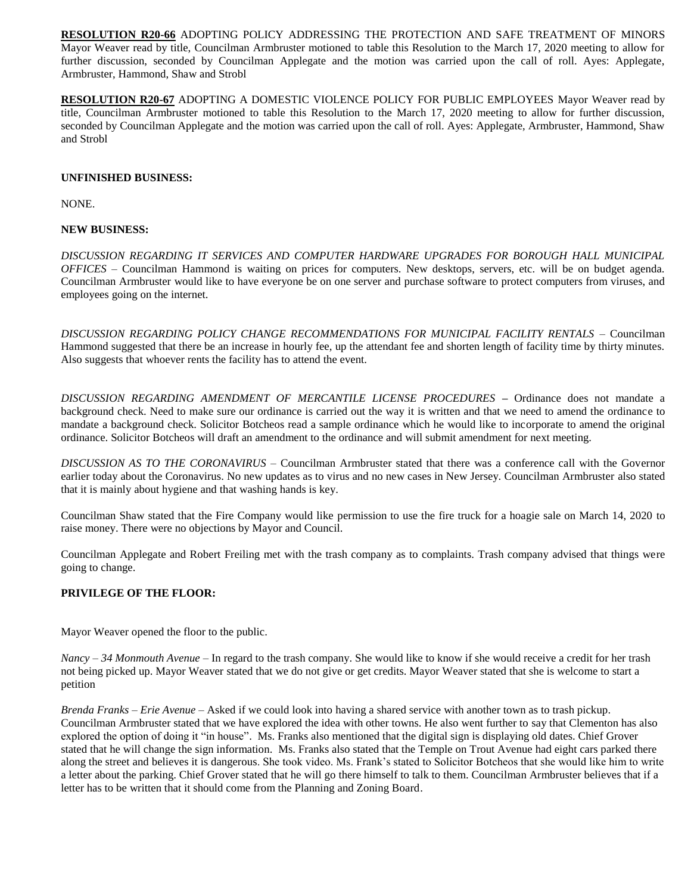**RESOLUTION R20-66** ADOPTING POLICY ADDRESSING THE PROTECTION AND SAFE TREATMENT OF MINORS Mayor Weaver read by title, Councilman Armbruster motioned to table this Resolution to the March 17, 2020 meeting to allow for further discussion, seconded by Councilman Applegate and the motion was carried upon the call of roll. Ayes: Applegate, Armbruster, Hammond, Shaw and Strobl

**RESOLUTION R20-67** ADOPTING A DOMESTIC VIOLENCE POLICY FOR PUBLIC EMPLOYEES Mayor Weaver read by title, Councilman Armbruster motioned to table this Resolution to the March 17, 2020 meeting to allow for further discussion, seconded by Councilman Applegate and the motion was carried upon the call of roll. Ayes: Applegate, Armbruster, Hammond, Shaw and Strobl

**UNFINISHED BUSINESS:**

NONE.

**NEW BUSINESS:**

*DISCUSSION REGARDING IT SERVICES AND COMPUTER HARDWARE UPGRADES FOR BOROUGH HALL MUNICIPAL OFFICES* – Councilman Hammond is waiting on prices for computers. New desktops, servers, etc. will be on budget agenda. Councilman Armbruster would like to have everyone be on one server and purchase software to protect computers from viruses, and employees going on the internet.

*DISCUSSION REGARDING POLICY CHANGE RECOMMENDATIONS FOR MUNICIPAL FACILITY RENTALS* – Councilman Hammond suggested that there be an increase in hourly fee, up the attendant fee and shorten length of facility time by thirty minutes. Also suggests that whoever rents the facility has to attend the event.

*DISCUSSION REGARDING AMENDMENT OF MERCANTILE LICENSE PROCEDURES* – Ordinance does not mandate a background check. Need to make sure our ordinance is carried out the way it is written and that we need to amend the ordinance to mandate a background check. Solicitor Botcheos read a sample ordinance which he would like to incorporate to amend the original ordinance. Solicitor Botcheos will draft an amendment to the ordinance and will submit amendment for next meeting.

*DISCUSSION AS TO THE CORONAVIRUS* – Councilman Armbruster stated that there was a conference call with the Governor earlier today about the Coronavirus. No new updates as to virus and no new cases in New Jersey. Councilman Armbruster also stated that it is mainly about hygiene and that washing hands is key.

Councilman Shaw stated that the Fire Company would like permission to use the fire truck for a hoagie sale on March 14, 2020 to raise money. There were no objections by Mayor and Council.

Councilman Applegate and Robert Freiling met with the trash company as to complaints. Trash company advised that things were going to change.

**PRIVILEGE OF THE FLOOR:**

Mayor Weaver opened the floor to the public.

*Nancy – 34 Monmouth Avenue* – In regard to the trash company. She would like to know if she would receive a credit for her trash not being picked up. Mayor Weaver stated that we do not give or get credits. Mayor Weaver stated that she is welcome to start a petition

*Brenda Franks – Erie Avenue* – Asked if we could look into having a shared service with another town as to trash pickup. Councilman Armbruster stated that we have explored the idea with other towns. He also went further to say that Clementon has also explored the option of doing it "in house". Ms. Franks also mentioned that the digital sign is displaying old dates. Chief Grover stated that he will change the sign information. Ms. Franks also stated that the Temple on Trout Avenue had eight cars parked there along the street and believes it is dangerous. She took video. Ms. Frank's stated to Solicitor Botcheos that she would like him to write a letter about the parking. Chief Grover stated that he will go there himself to talk to them. Councilman Armbruster believes that if a letter has to be written that it should come from the Planning and Zoning Board.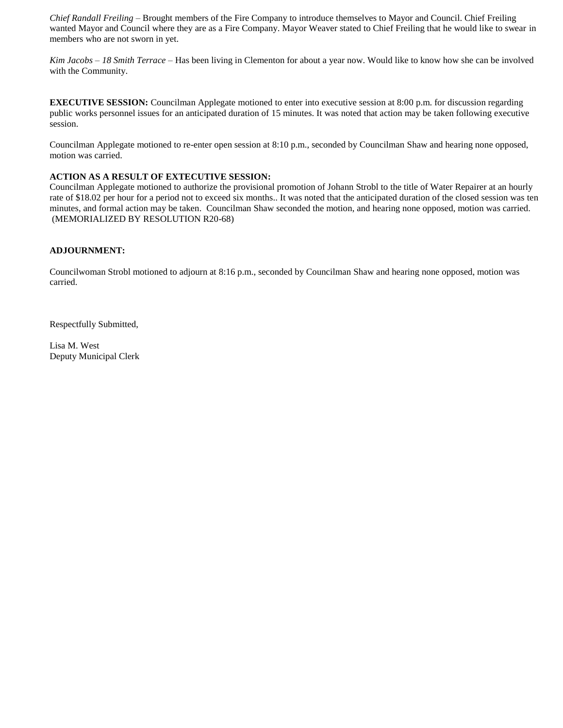*Chief Randall Freiling* – Brought members of the Fire Company to introduce themselves to Mayor and Council. Chief Freiling wanted Mayor and Council where they are as a Fire Company. Mayor Weaver stated to Chief Freiling that he would like to swear in members who are not sworn in yet.

*Kim Jacobs – 18 Smith Terrace* – Has been living in Clementon for about a year now. Would like to know how she can be involved with the Community.

**EXECUTIVE SESSION:** Councilman Applegate motioned to enter into executive session at 8:00 p.m. for discussion regarding public works personnel issues for an anticipated duration of 15 minutes. It was noted that action may be taken following executive session.

Councilman Applegate motioned to re-enter open session at 8:10 p.m., seconded by Councilman Shaw and hearing none opposed, motion was carried.

**ACTION AS A RESULT OF EXTECUTIVE SESSION:**
Councilman Applegate motioned to authorize the provisional promotion of Johann Strobl to the title of Water Repairer at an hourly rate of $18.02 per hour for a period not to exceed six months.. It was noted that the anticipated duration of the closed session was ten minutes, and formal action may be taken. Councilman Shaw seconded the motion, and hearing none opposed, motion was carried. (MEMORIALIZED BY RESOLUTION R20-68)

**ADJOURNMENT:**

Councilwoman Strobl motioned to adjourn at 8:16 p.m., seconded by Councilman Shaw and hearing none opposed, motion was carried.

Respectfully Submitted,

Lisa M. West
Deputy Municipal Clerk